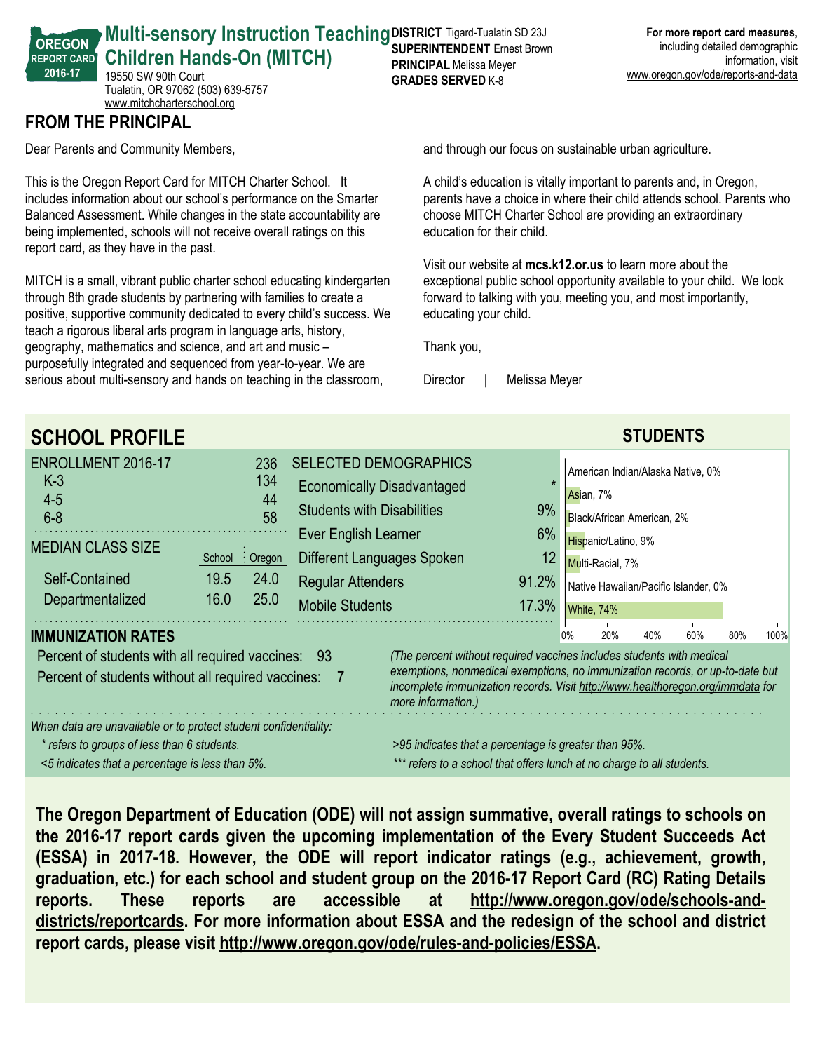OREGON REPORT CARD 2016-17

# Multi-sensory Instruction Teaching Children Hands-On (MITCH)

19550 SW 90th Court
Tualatin, OR 97062 (503) 639-5757
www.mitchcharterschool.org

**DISTRICT** Tigard-Tualatin SD 23J
**SUPERINTENDENT** Ernest Brown
**PRINCIPAL** Melissa Meyer
**GRADES SERVED** K-8

**For more report card measures**, including detailed demographic information, visit www.oregon.gov/ode/reports-and-data

## FROM THE PRINCIPAL

Dear Parents and Community Members,

This is the Oregon Report Card for MITCH Charter School. It includes information about our school's performance on the Smarter Balanced Assessment. While changes in the state accountability are being implemented, schools will not receive overall ratings on this report card, as they have in the past.

MITCH is a small, vibrant public charter school educating kindergarten through 8th grade students by partnering with families to create a positive, supportive community dedicated to every child's success. We teach a rigorous liberal arts program in language arts, history, geography, mathematics and science, and art and music – purposefully integrated and sequenced from year-to-year. We are serious about multi-sensory and hands on teaching in the classroom, and through our focus on sustainable urban agriculture.

A child's education is vitally important to parents and, in Oregon, parents have a choice in where their child attends school. Parents who choose MITCH Charter School are providing an extraordinary education for their child.

Visit our website at **mcs.k12.or.us** to learn more about the exceptional public school opportunity available to your child. We look forward to talking with you, meeting you, and most importantly, educating your child.

Thank you,

Director | Melissa Meyer

## SCHOOL PROFILE

| ENROLLMENT 2016-17 | 236 |
|---|---|
| K-3 | 134 |
| 4-5 | 44 |
| 6-8 | 58 |

| MEDIAN CLASS SIZE | School | Oregon |
|---|---|---|
| Self-Contained | 19.5 | 24.0 |
| Departmentalized | 16.0 | 25.0 |

| SELECTED DEMOGRAPHICS | |
|---|---|
| Economically Disadvantaged | * |
| Students with Disabilities | 9% |
| Ever English Learner | 6% |
| Different Languages Spoken | 12 |
| Regular Attenders | 91.2% |
| Mobile Students | 17.3% |

### STUDENTS

| Race/Ethnicity | Percent |
|---|---|
| American Indian/Alaska Native | 0% |
| Asian | 7% |
| Black/African American | 2% |
| Hispanic/Latino | 9% |
| Multi-Racial | 7% |
| Native Hawaiian/Pacific Islander | 0% |
| White | 74% |

### IMMUNIZATION RATES

Percent of students with all required vaccines: 93
Percent of students without all required vaccines: 7

*(The percent without required vaccines includes students with medical exemptions, nonmedical exemptions, no immunization records, or up-to-date but incomplete immunization records. Visit http://www.healthoregon.org/immdata for more information.)*

*When data are unavailable or to protect student confidentiality:*
*\* refers to groups of less than 6 students.*
*<5 indicates that a percentage is less than 5%.*
*>95 indicates that a percentage is greater than 95%.*
*\*\*\* refers to a school that offers lunch at no charge to all students.*

**The Oregon Department of Education (ODE) will not assign summative, overall ratings to schools on the 2016-17 report cards given the upcoming implementation of the Every Student Succeeds Act (ESSA) in 2017-18. However, the ODE will report indicator ratings (e.g., achievement, growth, graduation, etc.) for each school and student group on the 2016-17 Report Card (RC) Rating Details reports. These reports are accessible at http://www.oregon.gov/ode/schools-and-districts/reportcards. For more information about ESSA and the redesign of the school and district report cards, please visit http://www.oregon.gov/ode/rules-and-policies/ESSA.**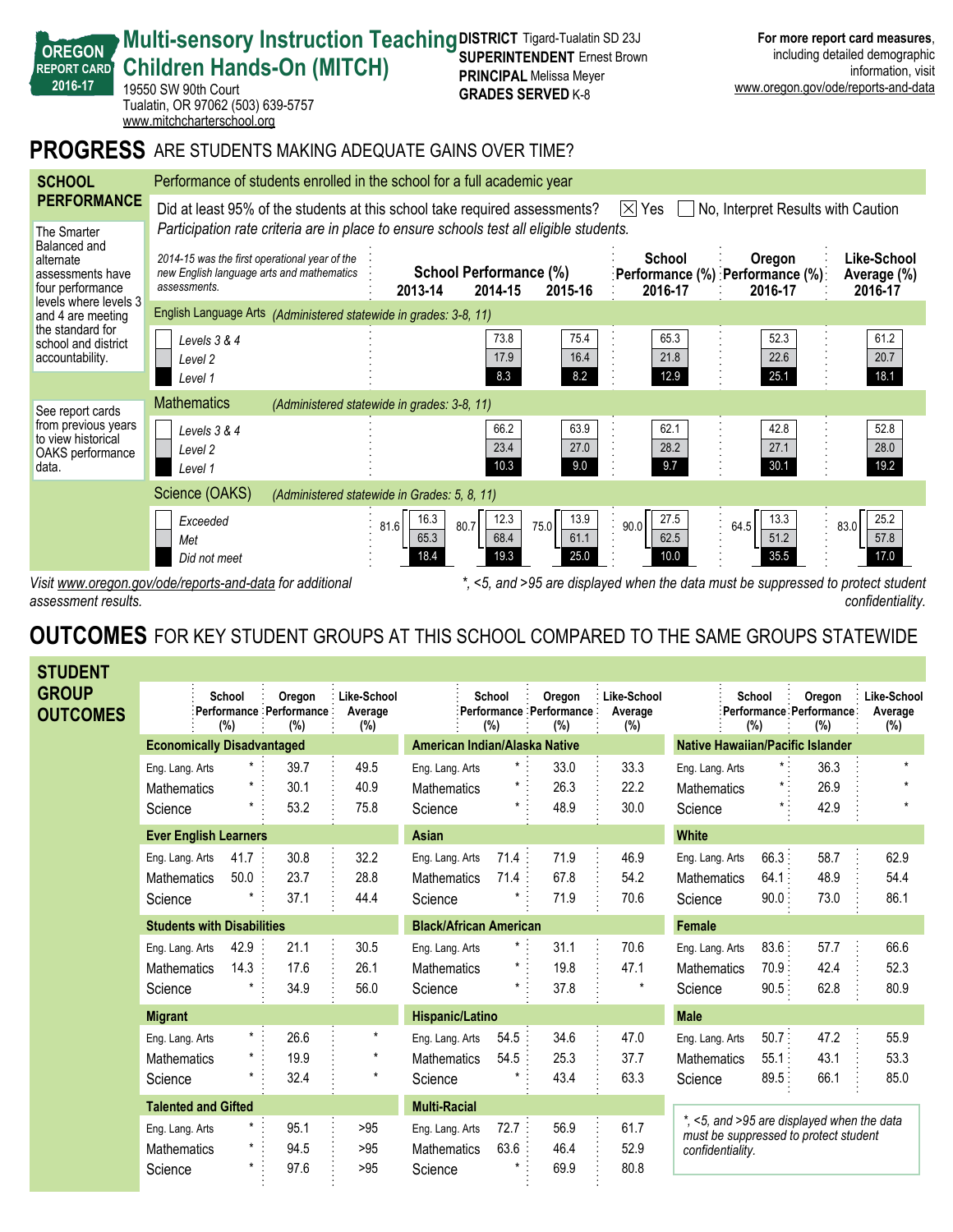OREGON REPORT CARD 2016-17

# Multi-sensory Instruction Teaching Children Hands-On (MITCH)

19550 SW 90th Court
Tualatin, OR 97062 (503) 639-5757
www.mitchcharterschool.org

**DISTRICT** Tigard-Tualatin SD 23J
**SUPERINTENDENT** Ernest Brown
**PRINCIPAL** Melissa Meyer
**GRADES SERVED** K-8

**For more report card measures**, including detailed demographic information, visit www.oregon.gov/ode/reports-and-data

## PROGRESS ARE STUDENTS MAKING ADEQUATE GAINS OVER TIME?

### SCHOOL PERFORMANCE

Performance of students enrolled in the school for a full academic year

Did at least 95% of the students at this school take required assessments? ☒ Yes ☐ No, Interpret Results with Caution

*Participation rate criteria are in place to ensure schools test all eligible students.*

The Smarter Balanced and alternate assessments have four performance levels where levels 3 and 4 are meeting the standard for school and district accountability.

See report cards from previous years to view historical OAKS performance data.

*2014-15 was the first operational year of the new English language arts and mathematics assessments.*

| | School Performance (%) 2013-14 | 2014-15 | 2015-16 | School Performance (%) 2016-17 | Oregon Performance (%) 2016-17 | Like-School Average (%) 2016-17 |
|---|---|---|---|---|---|---|
| **English Language Arts** *(Administered statewide in grades: 3-8, 11)* | | | | | | |
| Levels 3 & 4 | | 73.8 | 75.4 | 65.3 | 52.3 | 61.2 |
| Level 2 | | 17.9 | 16.4 | 21.8 | 22.6 | 20.7 |
| Level 1 | | 8.3 | 8.2 | 12.9 | 25.1 | 18.1 |
| **Mathematics** *(Administered statewide in grades: 3-8, 11)* | | | | | | |
| Levels 3 & 4 | | 66.2 | 63.9 | 62.1 | 42.8 | 52.8 |
| Level 2 | | 23.4 | 27.0 | 28.2 | 27.1 | 28.0 |
| Level 1 | | 10.3 | 9.0 | 9.7 | 30.1 | 19.2 |
| **Science (OAKS)** *(Administered statewide in Grades: 5, 8, 11)* | 81.6 | 80.7 | 75.0 | 90.0 | 64.5 | 83.0 |
| Exceeded | 16.3 | 12.3 | 13.9 | 27.5 | 13.3 | 25.2 |
| Met | 65.3 | 68.4 | 61.1 | 62.5 | 51.2 | 57.8 |
| Did not meet | 18.4 | 19.3 | 25.0 | 10.0 | 35.5 | 17.0 |

*Visit www.oregon.gov/ode/reports-and-data for additional assessment results.*

*\*, <5, and >95 are displayed when the data must be suppressed to protect student confidentiality.*

## OUTCOMES FOR KEY STUDENT GROUPS AT THIS SCHOOL COMPARED TO THE SAME GROUPS STATEWIDE

### STUDENT GROUP OUTCOMES

| | School Performance (%) | Oregon Performance (%) | Like-School Average (%) |
|---|---|---|---|
| **Economically Disadvantaged** | | | |
| Eng. Lang. Arts | * | 39.7 | 49.5 |
| Mathematics | * | 30.1 | 40.9 |
| Science | * | 53.2 | 75.8 |
| **Ever English Learners** | | | |
| Eng. Lang. Arts | 41.7 | 30.8 | 32.2 |
| Mathematics | 50.0 | 23.7 | 28.8 |
| Science | * | 37.1 | 44.4 |
| **Students with Disabilities** | | | |
| Eng. Lang. Arts | 42.9 | 21.1 | 30.5 |
| Mathematics | 14.3 | 17.6 | 26.1 |
| Science | * | 34.9 | 56.0 |
| **Migrant** | | | |
| Eng. Lang. Arts | * | 26.6 | * |
| Mathematics | * | 19.9 | * |
| Science | * | 32.4 | * |
| **Talented and Gifted** | | | |
| Eng. Lang. Arts | * | 95.1 | >95 |
| Mathematics | * | 94.5 | >95 |
| Science | * | 97.6 | >95 |
| **American Indian/Alaska Native** | | | |
| Eng. Lang. Arts | * | 33.0 | 33.3 |
| Mathematics | * | 26.3 | 22.2 |
| Science | * | 48.9 | 30.0 |
| **Asian** | | | |
| Eng. Lang. Arts | 71.4 | 71.9 | 46.9 |
| Mathematics | 71.4 | 67.8 | 54.2 |
| Science | * | 71.9 | 70.6 |
| **Black/African American** | | | |
| Eng. Lang. Arts | * | 31.1 | 70.6 |
| Mathematics | * | 19.8 | 47.1 |
| Science | * | 37.8 | * |
| **Hispanic/Latino** | | | |
| Eng. Lang. Arts | 54.5 | 34.6 | 47.0 |
| Mathematics | 54.5 | 25.3 | 37.7 |
| Science | * | 43.4 | 63.3 |
| **Multi-Racial** | | | |
| Eng. Lang. Arts | 72.7 | 56.9 | 61.7 |
| Mathematics | 63.6 | 46.4 | 52.9 |
| Science | * | 69.9 | 80.8 |
| **Native Hawaiian/Pacific Islander** | | | |
| Eng. Lang. Arts | * | 36.3 | * |
| Mathematics | * | 26.9 | * |
| Science | * | 42.9 | * |
| **White** | | | |
| Eng. Lang. Arts | 66.3 | 58.7 | 62.9 |
| Mathematics | 64.1 | 48.9 | 54.4 |
| Science | 90.0 | 73.0 | 86.1 |
| **Female** | | | |
| Eng. Lang. Arts | 83.6 | 57.7 | 66.6 |
| Mathematics | 70.9 | 42.4 | 52.3 |
| Science | 90.5 | 62.8 | 80.9 |
| **Male** | | | |
| Eng. Lang. Arts | 50.7 | 47.2 | 55.9 |
| Mathematics | 55.1 | 43.1 | 53.3 |
| Science | 89.5 | 66.1 | 85.0 |

*\*, <5, and >95 are displayed when the data must be suppressed to protect student confidentiality.*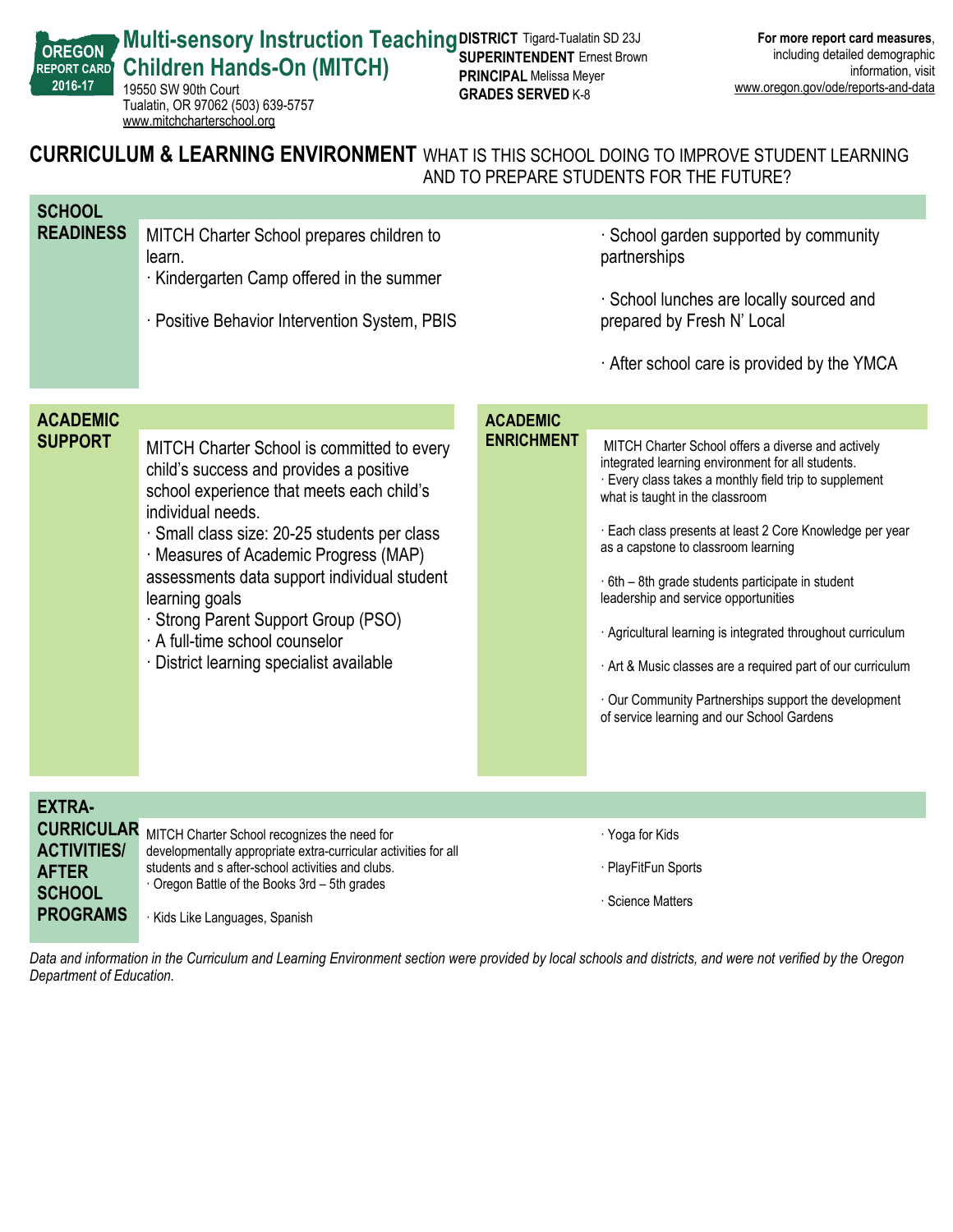OREGON REPORT CARD 2016-17

# Multi-sensory Instruction Teaching Children Hands-On (MITCH)

19550 SW 90th Court
Tualatin, OR 97062 (503) 639-5757
www.mitchcharterschool.org

**DISTRICT** Tigard-Tualatin SD 23J
**SUPERINTENDENT** Ernest Brown
**PRINCIPAL** Melissa Meyer
**GRADES SERVED** K-8

**For more report card measures**, including detailed demographic information, visit www.oregon.gov/ode/reports-and-data

## CURRICULUM & LEARNING ENVIRONMENT

WHAT IS THIS SCHOOL DOING TO IMPROVE STUDENT LEARNING AND TO PREPARE STUDENTS FOR THE FUTURE?

### SCHOOL READINESS

MITCH Charter School prepares children to learn.
· Kindergarten Camp offered in the summer

· Positive Behavior Intervention System, PBIS

· School garden supported by community partnerships

· School lunches are locally sourced and prepared by Fresh N' Local

· After school care is provided by the YMCA

### ACADEMIC SUPPORT

MITCH Charter School is committed to every child's success and provides a positive school experience that meets each child's individual needs.
· Small class size: 20-25 students per class
· Measures of Academic Progress (MAP) assessments data support individual student learning goals
· Strong Parent Support Group (PSO)
· A full-time school counselor
· District learning specialist available

### ACADEMIC ENRICHMENT

MITCH Charter School offers a diverse and actively integrated learning environment for all students.
· Every class takes a monthly field trip to supplement what is taught in the classroom

· Each class presents at least 2 Core Knowledge per year as a capstone to classroom learning

· 6th – 8th grade students participate in student leadership and service opportunities

· Agricultural learning is integrated throughout curriculum

· Art & Music classes are a required part of our curriculum

· Our Community Partnerships support the development of service learning and our School Gardens

### EXTRA-CURRICULAR ACTIVITIES/ AFTER SCHOOL PROGRAMS

MITCH Charter School recognizes the need for developmentally appropriate extra-curricular activities for all students and s after-school activities and clubs.
· Oregon Battle of the Books 3rd – 5th grades

· Kids Like Languages, Spanish

· Yoga for Kids

· PlayFitFun Sports

· Science Matters

*Data and information in the Curriculum and Learning Environment section were provided by local schools and districts, and were not verified by the Oregon Department of Education.*